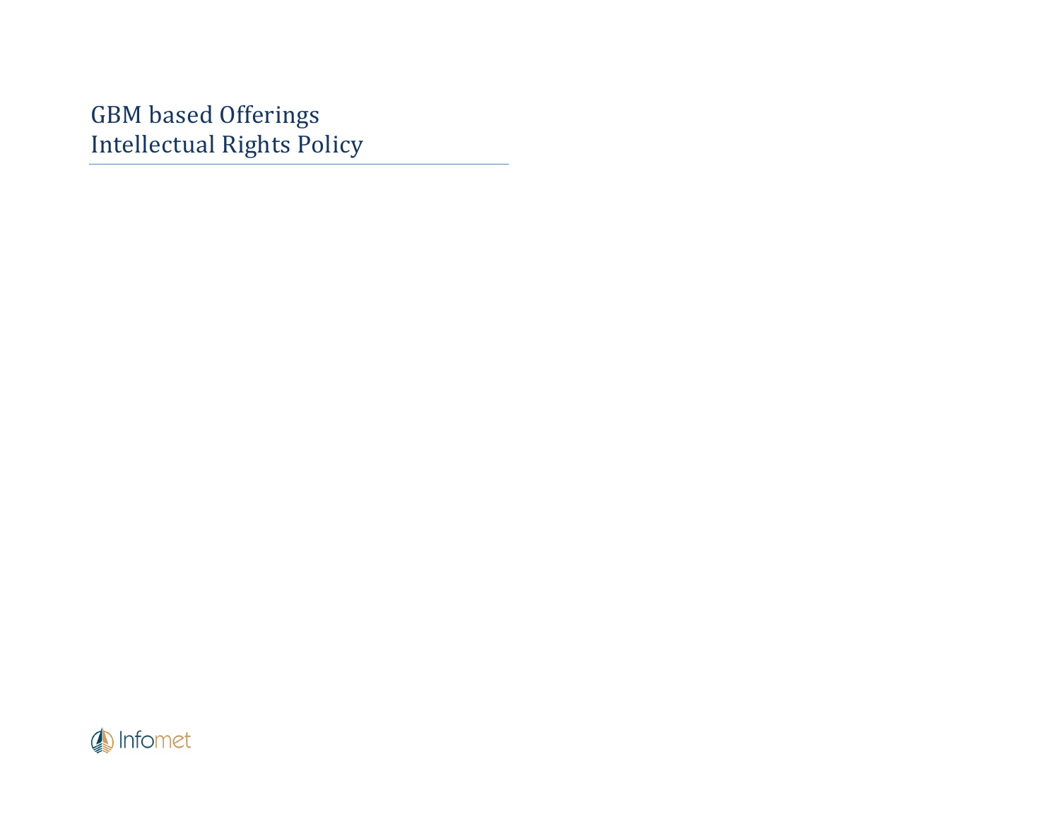# GBM based Offerings
# Intellectual Rights Policy

Infomet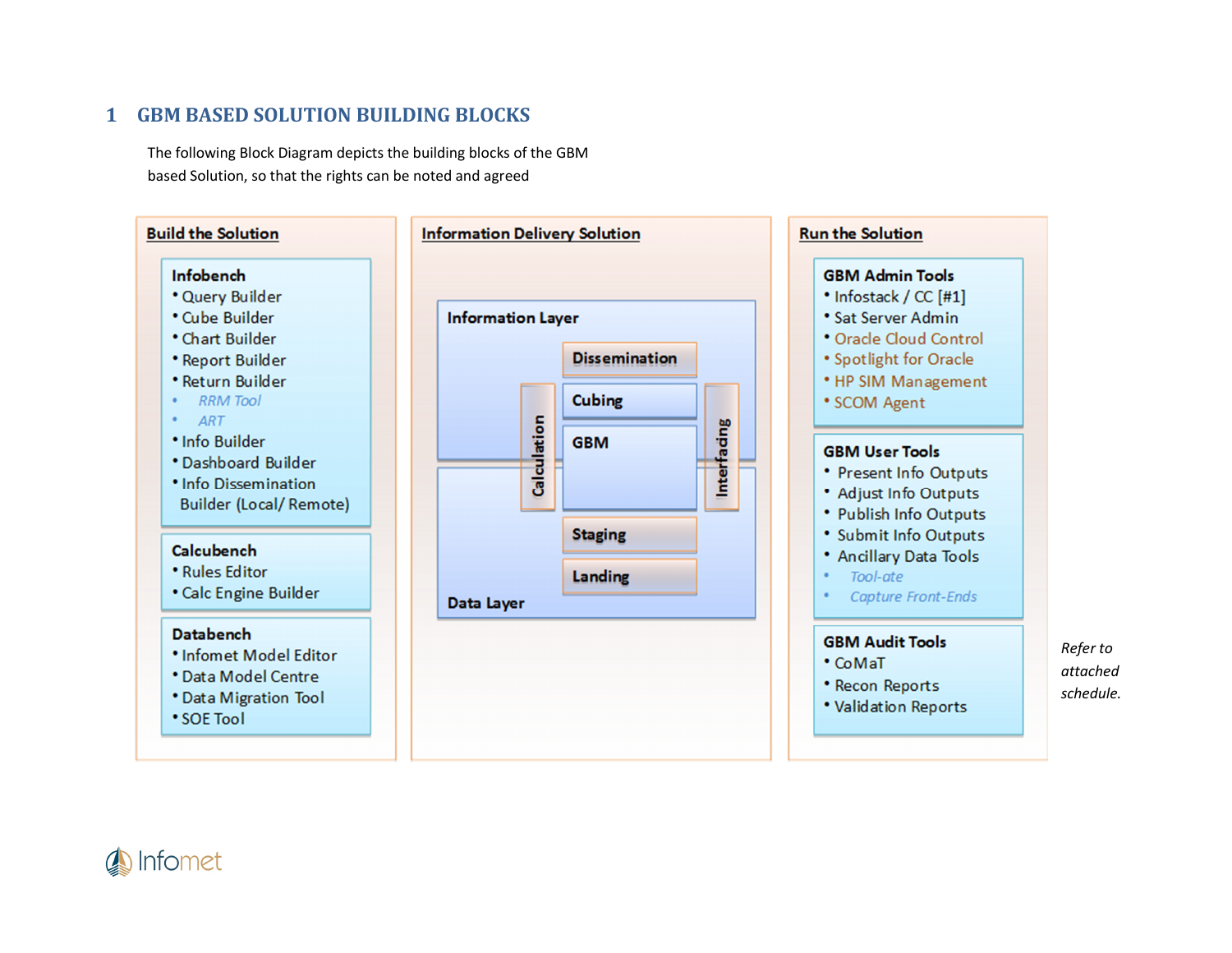# 1 GBM BASED SOLUTION BUILDING BLOCKS

The following Block Diagram depicts the building blocks of the GBM based Solution, so that the rights can be noted and agreed

## Build the Solution

**Infobench**
- Query Builder
- Cube Builder
- Chart Builder
- Report Builder
- Return Builder
  - *RRM Tool*
  - *ART*
- Info Builder
- Dashboard Builder
- Info Dissemination Builder (Local/ Remote)

**Calcubench**
- Rules Editor
- Calc Engine Builder

**Databench**
- Infomet Model Editor
- Data Model Centre
- Data Migration Tool
- SOE Tool

## Information Delivery Solution

**Information Layer**
- Dissemination
- Cubing
- GBM
- Calculation
- Interfacing

**Data Layer**
- Staging
- Landing

## Run the Solution

**GBM Admin Tools**
- Infostack / CC [#1]
- Sat Server Admin
- Oracle Cloud Control
- Spotlight for Oracle
- HP SIM Management
- SCOM Agent

**GBM User Tools**
- Present Info Outputs
- Adjust Info Outputs
- Publish Info Outputs
- Submit Info Outputs
- Ancillary Data Tools
  - *Tool-ate*
  - *Capture Front-Ends*

**GBM Audit Tools**
- CoMaT
- Recon Reports
- Validation Reports

*Refer to attached schedule.*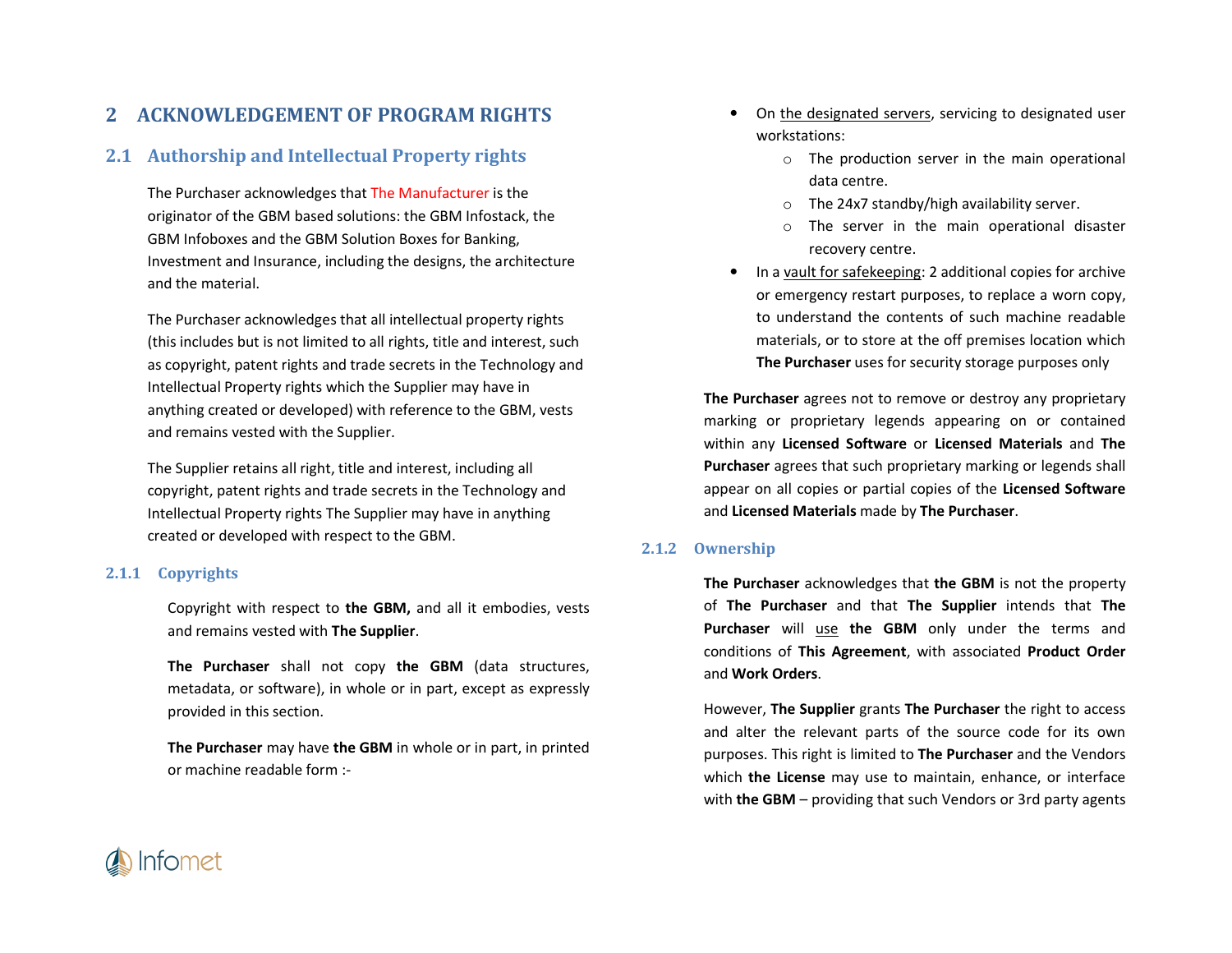# 2 ACKNOWLEDGEMENT OF PROGRAM RIGHTS

## 2.1 Authorship and Intellectual Property rights

The Purchaser acknowledges that The Manufacturer is the originator of the GBM based solutions: the GBM Infostack, the GBM Infoboxes and the GBM Solution Boxes for Banking, Investment and Insurance, including the designs, the architecture and the material.

The Purchaser acknowledges that all intellectual property rights (this includes but is not limited to all rights, title and interest, such as copyright, patent rights and trade secrets in the Technology and Intellectual Property rights which the Supplier may have in anything created or developed) with reference to the GBM, vests and remains vested with the Supplier.

The Supplier retains all right, title and interest, including all copyright, patent rights and trade secrets in the Technology and Intellectual Property rights The Supplier may have in anything created or developed with respect to the GBM.

### 2.1.1 Copyrights

Copyright with respect to **the GBM,** and all it embodies, vests and remains vested with **The Supplier**.

**The Purchaser** shall not copy **the GBM** (data structures, metadata, or software), in whole or in part, except as expressly provided in this section.

**The Purchaser** may have **the GBM** in whole or in part, in printed or machine readable form :-

- On the designated servers, servicing to designated user workstations:
  - The production server in the main operational data centre.
  - The 24x7 standby/high availability server.
  - The server in the main operational disaster recovery centre.
- In a vault for safekeeping: 2 additional copies for archive or emergency restart purposes, to replace a worn copy, to understand the contents of such machine readable materials, or to store at the off premises location which **The Purchaser** uses for security storage purposes only

**The Purchaser** agrees not to remove or destroy any proprietary marking or proprietary legends appearing on or contained within any **Licensed Software** or **Licensed Materials** and **The Purchaser** agrees that such proprietary marking or legends shall appear on all copies or partial copies of the **Licensed Software** and **Licensed Materials** made by **The Purchaser**.

### 2.1.2 Ownership

**The Purchaser** acknowledges that **the GBM** is not the property of **The Purchaser** and that **The Supplier** intends that **The Purchaser** will use **the GBM** only under the terms and conditions of **This Agreement**, with associated **Product Order** and **Work Orders**.

However, **The Supplier** grants **The Purchaser** the right to access and alter the relevant parts of the source code for its own purposes. This right is limited to **The Purchaser** and the Vendors which **the License** may use to maintain, enhance, or interface with **the GBM** – providing that such Vendors or 3rd party agents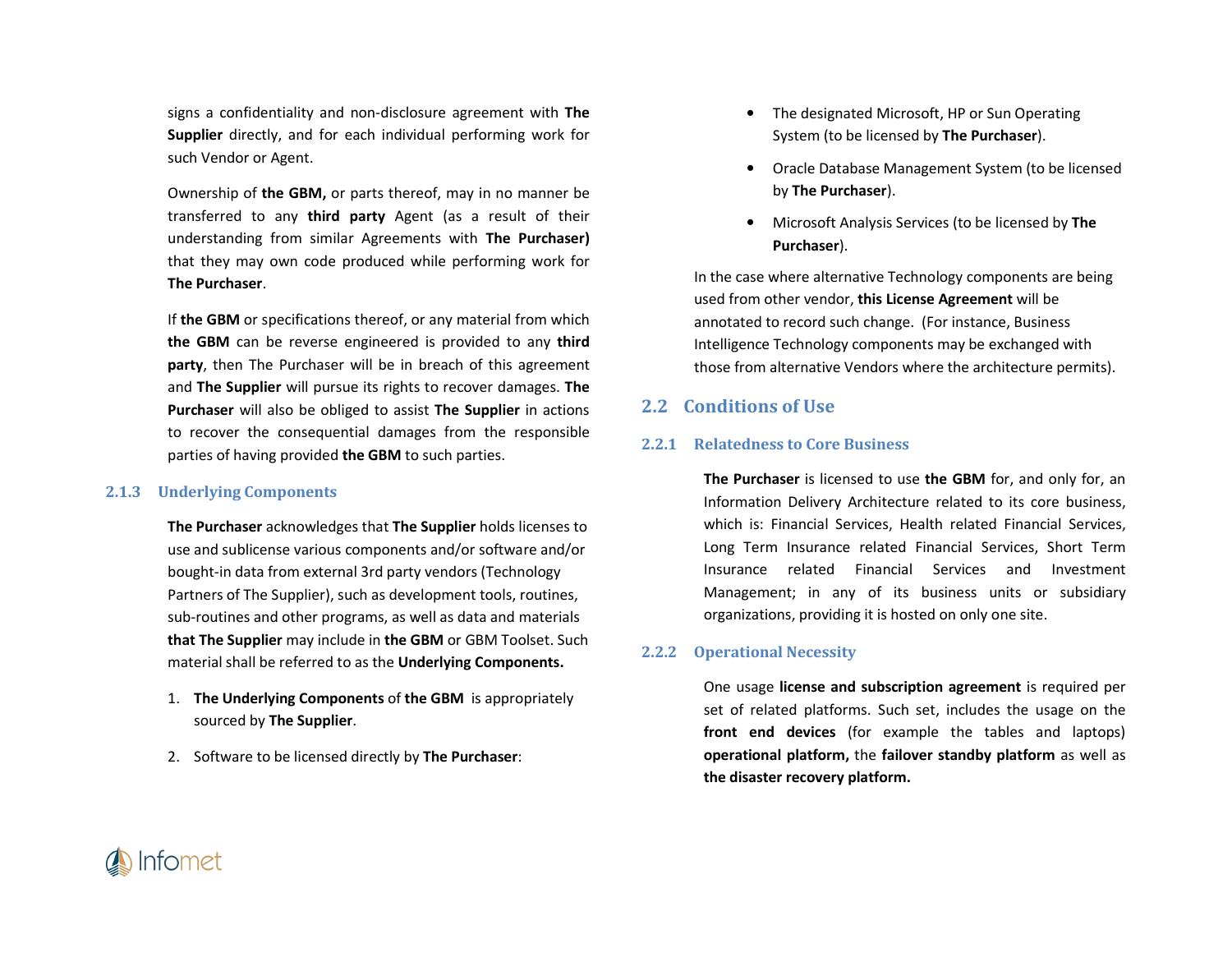signs a confidentiality and non-disclosure agreement with **The Supplier** directly, and for each individual performing work for such Vendor or Agent.

Ownership of **the GBM,** or parts thereof, may in no manner be transferred to any **third party** Agent (as a result of their understanding from similar Agreements with **The Purchaser)** that they may own code produced while performing work for **The Purchaser**.

If **the GBM** or specifications thereof, or any material from which **the GBM** can be reverse engineered is provided to any **third party**, then The Purchaser will be in breach of this agreement and **The Supplier** will pursue its rights to recover damages. **The Purchaser** will also be obliged to assist **The Supplier** in actions to recover the consequential damages from the responsible parties of having provided **the GBM** to such parties.

### 2.1.3 Underlying Components

**The Purchaser** acknowledges that **The Supplier** holds licenses to use and sublicense various components and/or software and/or bought-in data from external 3rd party vendors (Technology Partners of The Supplier), such as development tools, routines, sub-routines and other programs, as well as data and materials **that The Supplier** may include in **the GBM** or GBM Toolset. Such material shall be referred to as the **Underlying Components.**

1. **The Underlying Components** of **the GBM** is appropriately sourced by **The Supplier**.
2. Software to be licensed directly by **The Purchaser**:
   - The designated Microsoft, HP or Sun Operating System (to be licensed by **The Purchaser**).
   - Oracle Database Management System (to be licensed by **The Purchaser**).
   - Microsoft Analysis Services (to be licensed by **The Purchaser**).

In the case where alternative Technology components are being used from other vendor, **this License Agreement** will be annotated to record such change. (For instance, Business Intelligence Technology components may be exchanged with those from alternative Vendors where the architecture permits).

## 2.2 Conditions of Use

### 2.2.1 Relatedness to Core Business

**The Purchaser** is licensed to use **the GBM** for, and only for, an Information Delivery Architecture related to its core business, which is: Financial Services, Health related Financial Services, Long Term Insurance related Financial Services, Short Term Insurance related Financial Services and Investment Management; in any of its business units or subsidiary organizations, providing it is hosted on only one site.

### 2.2.2 Operational Necessity

One usage **license and subscription agreement** is required per set of related platforms. Such set, includes the usage on the **front end devices** (for example the tables and laptops) **operational platform,** the **failover standby platform** as well as **the disaster recovery platform.**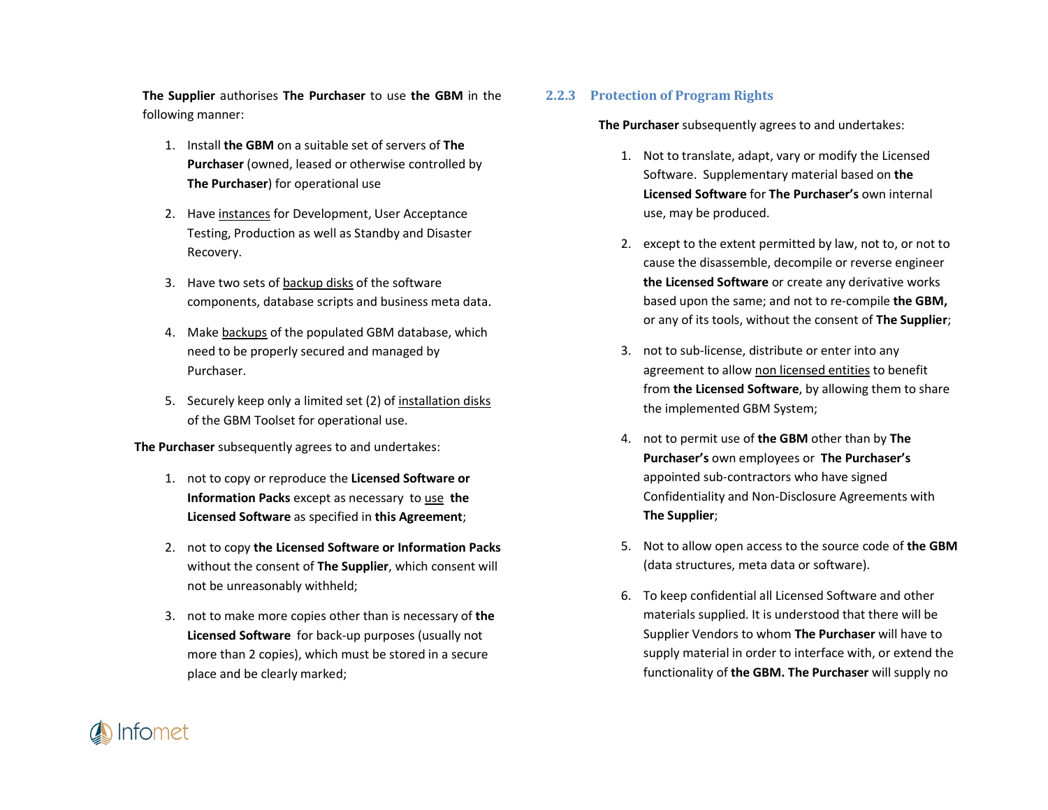**The Supplier** authorises **The Purchaser** to use **the GBM** in the following manner:

1. Install **the GBM** on a suitable set of servers of **The Purchaser** (owned, leased or otherwise controlled by **The Purchaser**) for operational use
2. Have instances for Development, User Acceptance Testing, Production as well as Standby and Disaster Recovery.
3. Have two sets of backup disks of the software components, database scripts and business meta data.
4. Make backups of the populated GBM database, which need to be properly secured and managed by Purchaser.
5. Securely keep only a limited set (2) of installation disks of the GBM Toolset for operational use.

**The Purchaser** subsequently agrees to and undertakes:

1. not to copy or reproduce the **Licensed Software or Information Packs** except as necessary to use **the Licensed Software** as specified in **this Agreement**;
2. not to copy **the Licensed Software or Information Packs** without the consent of **The Supplier**, which consent will not be unreasonably withheld;
3. not to make more copies other than is necessary of **the Licensed Software** for back-up purposes (usually not more than 2 copies), which must be stored in a secure place and be clearly marked;

### 2.2.3 Protection of Program Rights

**The Purchaser** subsequently agrees to and undertakes:

1. Not to translate, adapt, vary or modify the Licensed Software. Supplementary material based on **the Licensed Software** for **The Purchaser's** own internal use, may be produced.
2. except to the extent permitted by law, not to, or not to cause the disassemble, decompile or reverse engineer **the Licensed Software** or create any derivative works based upon the same; and not to re-compile **the GBM,** or any of its tools, without the consent of **The Supplier**;
3. not to sub-license, distribute or enter into any agreement to allow non licensed entities to benefit from **the Licensed Software**, by allowing them to share the implemented GBM System;
4. not to permit use of **the GBM** other than by **The Purchaser's** own employees or **The Purchaser's** appointed sub-contractors who have signed Confidentiality and Non-Disclosure Agreements with **The Supplier**;
5. Not to allow open access to the source code of **the GBM** (data structures, meta data or software).
6. To keep confidential all Licensed Software and other materials supplied. It is understood that there will be Supplier Vendors to whom **The Purchaser** will have to supply material in order to interface with, or extend the functionality of **the GBM. The Purchaser** will supply no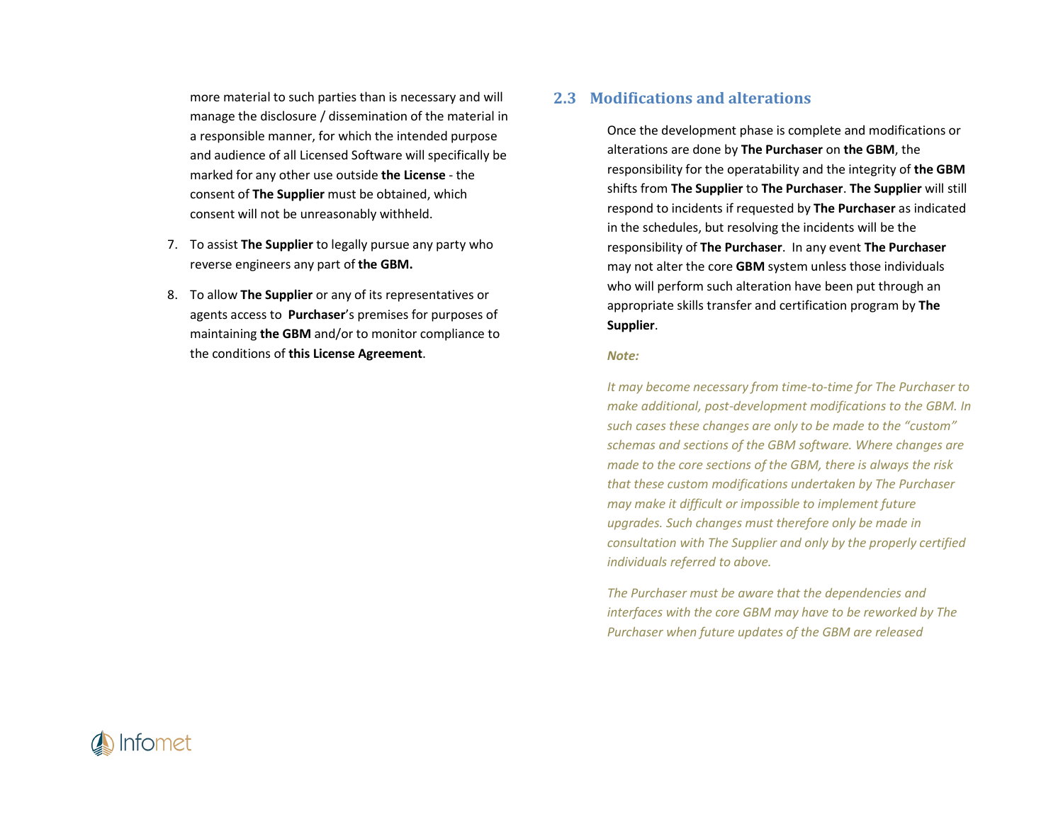more material to such parties than is necessary and will manage the disclosure / dissemination of the material in a responsible manner, for which the intended purpose and audience of all Licensed Software will specifically be marked for any other use outside **the License** - the consent of **The Supplier** must be obtained, which consent will not be unreasonably withheld.

7. To assist **The Supplier** to legally pursue any party who reverse engineers any part of **the GBM.**

8. To allow **The Supplier** or any of its representatives or agents access to **Purchaser**'s premises for purposes of maintaining **the GBM** and/or to monitor compliance to the conditions of **this License Agreement**.

## 2.3 Modifications and alterations

Once the development phase is complete and modifications or alterations are done by **The Purchaser** on **the GBM**, the responsibility for the operatability and the integrity of **the GBM** shifts from **The Supplier** to **The Purchaser**. **The Supplier** will still respond to incidents if requested by **The Purchaser** as indicated in the schedules, but resolving the incidents will be the responsibility of **The Purchaser**. In any event **The Purchaser** may not alter the core **GBM** system unless those individuals who will perform such alteration have been put through an appropriate skills transfer and certification program by **The Supplier**.

***Note:***

*It may become necessary from time-to-time for The Purchaser to make additional, post-development modifications to the GBM. In such cases these changes are only to be made to the "custom" schemas and sections of the GBM software. Where changes are made to the core sections of the GBM, there is always the risk that these custom modifications undertaken by The Purchaser may make it difficult or impossible to implement future upgrades. Such changes must therefore only be made in consultation with The Supplier and only by the properly certified individuals referred to above.*

*The Purchaser must be aware that the dependencies and interfaces with the core GBM may have to be reworked by The Purchaser when future updates of the GBM are released*